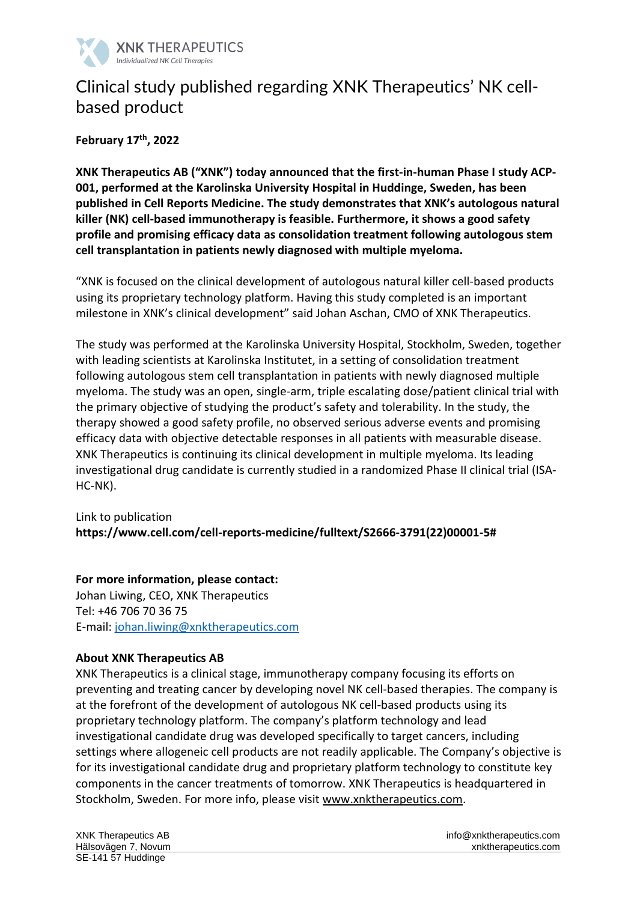XNK THERAPEUTICS
*Individualized NK Cell Therapies*

# Clinical study published regarding XNK Therapeutics' NK cell-based product

**February 17th, 2022**

**XNK Therapeutics AB ("XNK") today announced that the first-in-human Phase I study ACP-001, performed at the Karolinska University Hospital in Huddinge, Sweden, has been published in Cell Reports Medicine. The study demonstrates that XNK's autologous natural killer (NK) cell-based immunotherapy is feasible. Furthermore, it shows a good safety profile and promising efficacy data as consolidation treatment following autologous stem cell transplantation in patients newly diagnosed with multiple myeloma.**

"XNK is focused on the clinical development of autologous natural killer cell-based products using its proprietary technology platform. Having this study completed is an important milestone in XNK's clinical development" said Johan Aschan, CMO of XNK Therapeutics.

The study was performed at the Karolinska University Hospital, Stockholm, Sweden, together with leading scientists at Karolinska Institutet, in a setting of consolidation treatment following autologous stem cell transplantation in patients with newly diagnosed multiple myeloma. The study was an open, single-arm, triple escalating dose/patient clinical trial with the primary objective of studying the product's safety and tolerability. In the study, the therapy showed a good safety profile, no observed serious adverse events and promising efficacy data with objective detectable responses in all patients with measurable disease. XNK Therapeutics is continuing its clinical development in multiple myeloma. Its leading investigational drug candidate is currently studied in a randomized Phase II clinical trial (ISA-HC-NK).

Link to publication
**https://www.cell.com/cell-reports-medicine/fulltext/S2666-3791(22)00001-5#**

**For more information, please contact:**
Johan Liwing, CEO, XNK Therapeutics
Tel: +46 706 70 36 75
E-mail: johan.liwing@xnktherapeutics.com

**About XNK Therapeutics AB**
XNK Therapeutics is a clinical stage, immunotherapy company focusing its efforts on preventing and treating cancer by developing novel NK cell-based therapies. The company is at the forefront of the development of autologous NK cell-based products using its proprietary technology platform. The company's platform technology and lead investigational candidate drug was developed specifically to target cancers, including settings where allogeneic cell products are not readily applicable. The Company's objective is for its investigational candidate drug and proprietary platform technology to constitute key components in the cancer treatments of tomorrow. XNK Therapeutics is headquartered in Stockholm, Sweden. For more info, please visit www.xnktherapeutics.com.

XNK Therapeutics AB
Hälsovägen 7, Novum
SE-141 57 Huddinge

info@xnktherapeutics.com
xnktherapeutics.com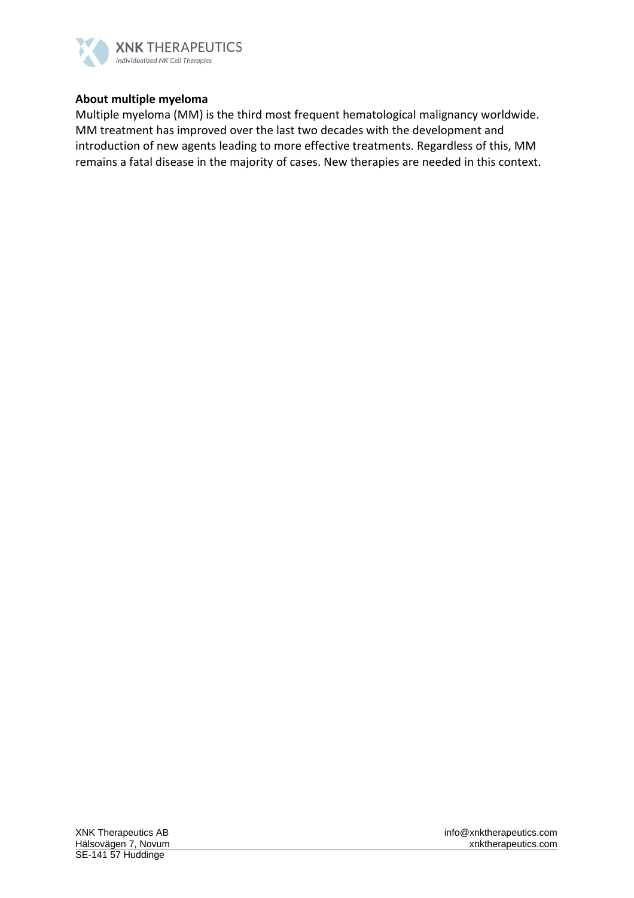**About multiple myeloma**

Multiple myeloma (MM) is the third most frequent hematological malignancy worldwide. MM treatment has improved over the last two decades with the development and introduction of new agents leading to more effective treatments. Regardless of this, MM remains a fatal disease in the majority of cases. New therapies are needed in this context.